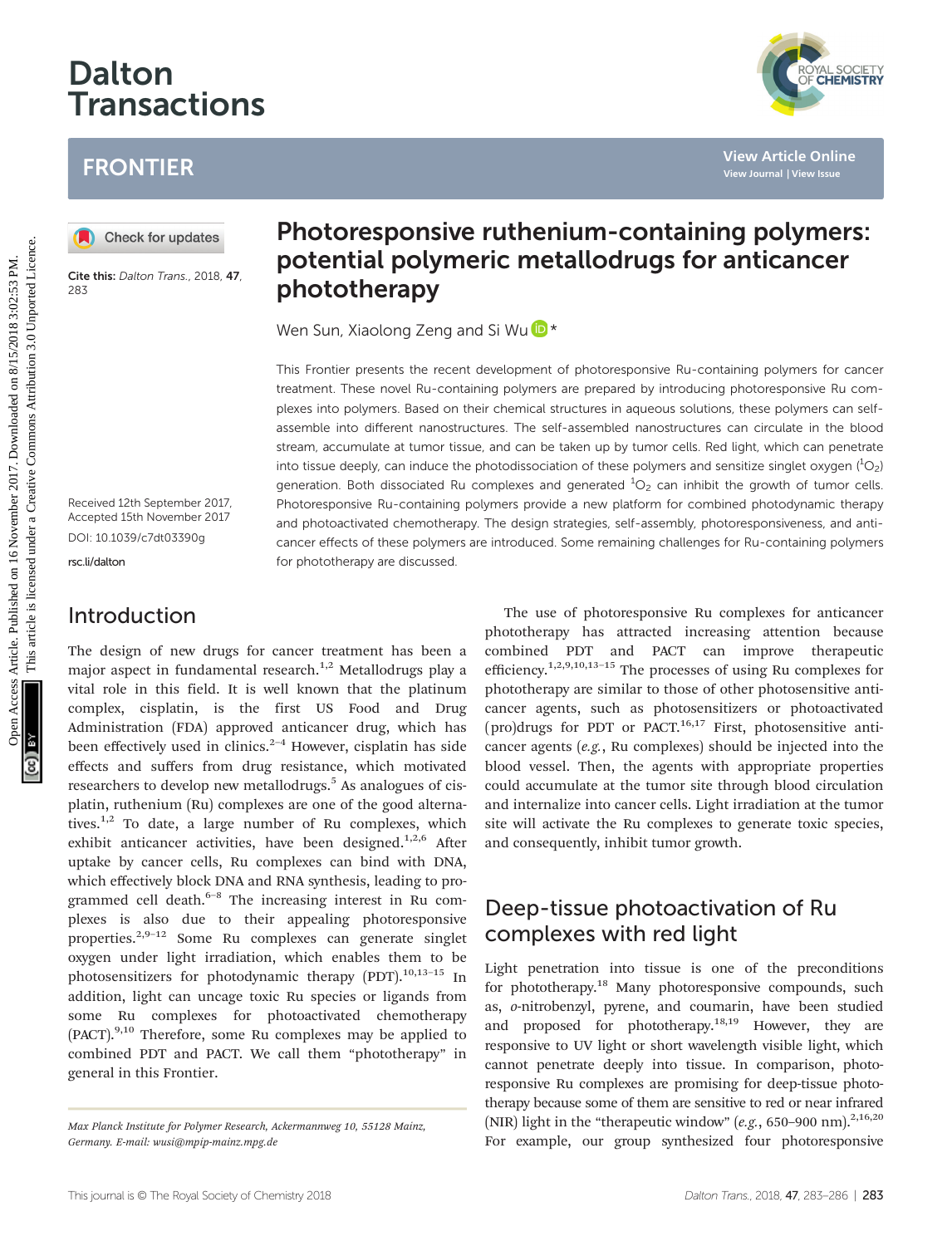# Dalton Transactions

## FRONTIER

Cite this: *Dalton Trans.*, 2018, **47**, 283

Received 12th September 2017, Accepted 15th November 2017

DOI: 10.1039/c7dt03390g

rsc.li/dalton

# Photoresponsive ruthenium-containing polymers: potential polymeric metallodrugs for anticancer phototherapy

Wen Sun, Xiaolong Zeng and Si Wu *

This Frontier presents the recent development of photoresponsive Ru-containing polymers for cancer treatment. These novel Ru-containing polymers are prepared by introducing photoresponsive Ru complexes into polymers. Based on their chemical structures in aqueous solutions, these polymers can self-assemble into different nanostructures. The self-assembled nanostructures can circulate in the blood stream, accumulate at tumor tissue, and can be taken up by tumor cells. Red light, which can penetrate into tissue deeply, can induce the photodissociation of these polymers and sensitize singlet oxygen ($^1O_2$) generation. Both dissociated Ru complexes and generated $^1O_2$ can inhibit the growth of tumor cells. Photoresponsive Ru-containing polymers provide a new platform for combined photodynamic therapy and photoactivated chemotherapy. The design strategies, self-assembly, photoresponsiveness, and anticancer effects of these polymers are introduced. Some remaining challenges for Ru-containing polymers for phototherapy are discussed.

## Introduction

The design of new drugs for cancer treatment has been a major aspect in fundamental research.[1,2] Metallodrugs play a vital role in this field. It is well known that the platinum complex, cisplatin, is the first US Food and Drug Administration (FDA) approved anticancer drug, which has been effectively used in clinics.[2–4] However, cisplatin has side effects and suffers from drug resistance, which motivated researchers to develop new metallodrugs.[5] As analogues of cisplatin, ruthenium (Ru) complexes are one of the good alternatives.[1,2] To date, a large number of Ru complexes, which exhibit anticancer activities, have been designed.[1,2,6] After uptake by cancer cells, Ru complexes can bind with DNA, which effectively block DNA and RNA synthesis, leading to programmed cell death.[6–8] The increasing interest in Ru complexes is also due to their appealing photoresponsive properties.[2,9–12] Some Ru complexes can generate singlet oxygen under light irradiation, which enables them to be photosensitizers for photodynamic therapy (PDT).[10,13–15] In addition, light can uncage toxic Ru species or ligands from some Ru complexes for photoactivated chemotherapy (PACT).[9,10] Therefore, some Ru complexes may be applied to combined PDT and PACT. We call them "phototherapy" in general in this Frontier.

*Max Planck Institute for Polymer Research, Ackermannweg 10, 55128 Mainz, Germany. E-mail: wusi@mpip-mainz.mpg.de*

The use of photoresponsive Ru complexes for anticancer phototherapy has attracted increasing attention because combined PDT and PACT can improve therapeutic efficiency.[1,2,9,10,13–15] The processes of using Ru complexes for phototherapy are similar to those of other photosensitive anticancer agents, such as photosensitizers or photoactivated (pro)drugs for PDT or PACT.[16,17] First, photosensitive anticancer agents (*e.g.*, Ru complexes) should be injected into the blood vessel. Then, the agents with appropriate properties could accumulate at the tumor site through blood circulation and internalize into cancer cells. Light irradiation at the tumor site will activate the Ru complexes to generate toxic species, and consequently, inhibit tumor growth.

## Deep-tissue photoactivation of Ru complexes with red light

Light penetration into tissue is one of the preconditions for phototherapy.[18] Many photoresponsive compounds, such as, *o*-nitrobenzyl, pyrene, and coumarin, have been studied and proposed for phototherapy.[18,19] However, they are responsive to UV light or short wavelength visible light, which cannot penetrate deeply into tissue. In comparison, photoresponsive Ru complexes are promising for deep-tissue phototherapy because some of them are sensitive to red or near infrared (NIR) light in the "therapeutic window" (*e.g.*, 650–900 nm).[2,16,20] For example, our group synthesized four photoresponsive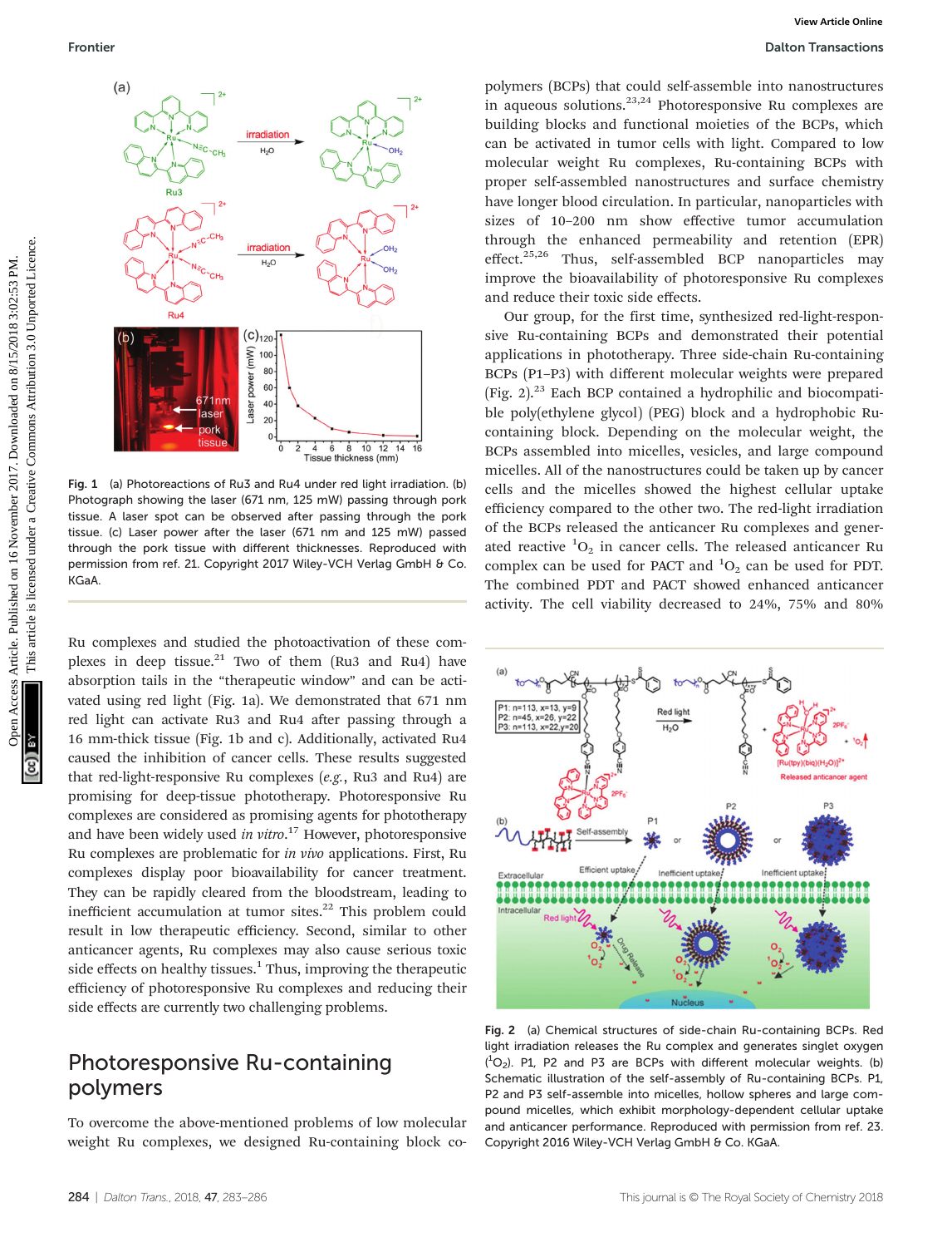Fig. 1 (a) Photoreactions of Ru3 and Ru4 under red light irradiation. (b) Photograph showing the laser (671 nm, 125 mW) passing through pork tissue. A laser spot can be observed after passing through the pork tissue. (c) Laser power after the laser (671 nm and 125 mW) passed through the pork tissue with different thicknesses. Reproduced with permission from ref. 21. Copyright 2017 Wiley-VCH Verlag GmbH & Co. KGaA.

Ru complexes and studied the photoactivation of these complexes in deep tissue.[21] Two of them (Ru3 and Ru4) have absorption tails in the "therapeutic window" and can be activated using red light (Fig. 1a). We demonstrated that 671 nm red light can activate Ru3 and Ru4 after passing through a 16 mm-thick tissue (Fig. 1b and c). Additionally, activated Ru4 caused the inhibition of cancer cells. These results suggested that red-light-responsive Ru complexes (*e.g.*, Ru3 and Ru4) are promising for deep-tissue phototherapy. Photoresponsive Ru complexes are considered as promising agents for phototherapy and have been widely used *in vitro*.[17] However, photoresponsive Ru complexes are problematic for *in vivo* applications. First, Ru complexes display poor bioavailability for cancer treatment. They can be rapidly cleared from the bloodstream, leading to inefficient accumulation at tumor sites.[22] This problem could result in low therapeutic efficiency. Second, similar to other anticancer agents, Ru complexes may also cause serious toxic side effects on healthy tissues.[1] Thus, improving the therapeutic efficiency of photoresponsive Ru complexes and reducing their side effects are currently two challenging problems.

## Photoresponsive Ru-containing polymers

To overcome the above-mentioned problems of low molecular weight Ru complexes, we designed Ru-containing block copolymers (BCPs) that could self-assemble into nanostructures in aqueous solutions.[23,24] Photoresponsive Ru complexes are building blocks and functional moieties of the BCPs, which can be activated in tumor cells with light. Compared to low molecular weight Ru complexes, Ru-containing BCPs with proper self-assembled nanostructures and surface chemistry have longer blood circulation. In particular, nanoparticles with sizes of 10–200 nm show effective tumor accumulation through the enhanced permeability and retention (EPR) effect.[25,26] Thus, self-assembled BCP nanoparticles may improve the bioavailability of photoresponsive Ru complexes and reduce their toxic side effects.

Our group, for the first time, synthesized red-light-responsive Ru-containing BCPs and demonstrated their potential applications in phototherapy. Three side-chain Ru-containing BCPs (P1–P3) with different molecular weights were prepared (Fig. 2).[23] Each BCP contained a hydrophilic and biocompatible poly(ethylene glycol) (PEG) block and a hydrophobic Ru-containing block. Depending on the molecular weight, the BCPs assembled into micelles, vesicles, and large compound micelles. All of the nanostructures could be taken up by cancer cells and the micelles showed the highest cellular uptake efficiency compared to the other two. The red-light irradiation of the BCPs released the anticancer Ru complexes and generated reactive $^1O_2$ in cancer cells. The released anticancer Ru complex can be used for PACT and $^1O_2$ can be used for PDT. The combined PDT and PACT showed enhanced anticancer activity. The cell viability decreased to 24%, 75% and 80%

Fig. 2 (a) Chemical structures of side-chain Ru-containing BCPs. Red light irradiation releases the Ru complex and generates singlet oxygen ($^1O_2$). P1, P2 and P3 are BCPs with different molecular weights. (b) Schematic illustration of the self-assembly of Ru-containing BCPs. P1, P2 and P3 self-assemble into micelles, hollow spheres and large compound micelles, which exhibit morphology-dependent cellular uptake and anticancer performance. Reproduced with permission from ref. 23. Copyright 2016 Wiley-VCH Verlag GmbH & Co. KGaA.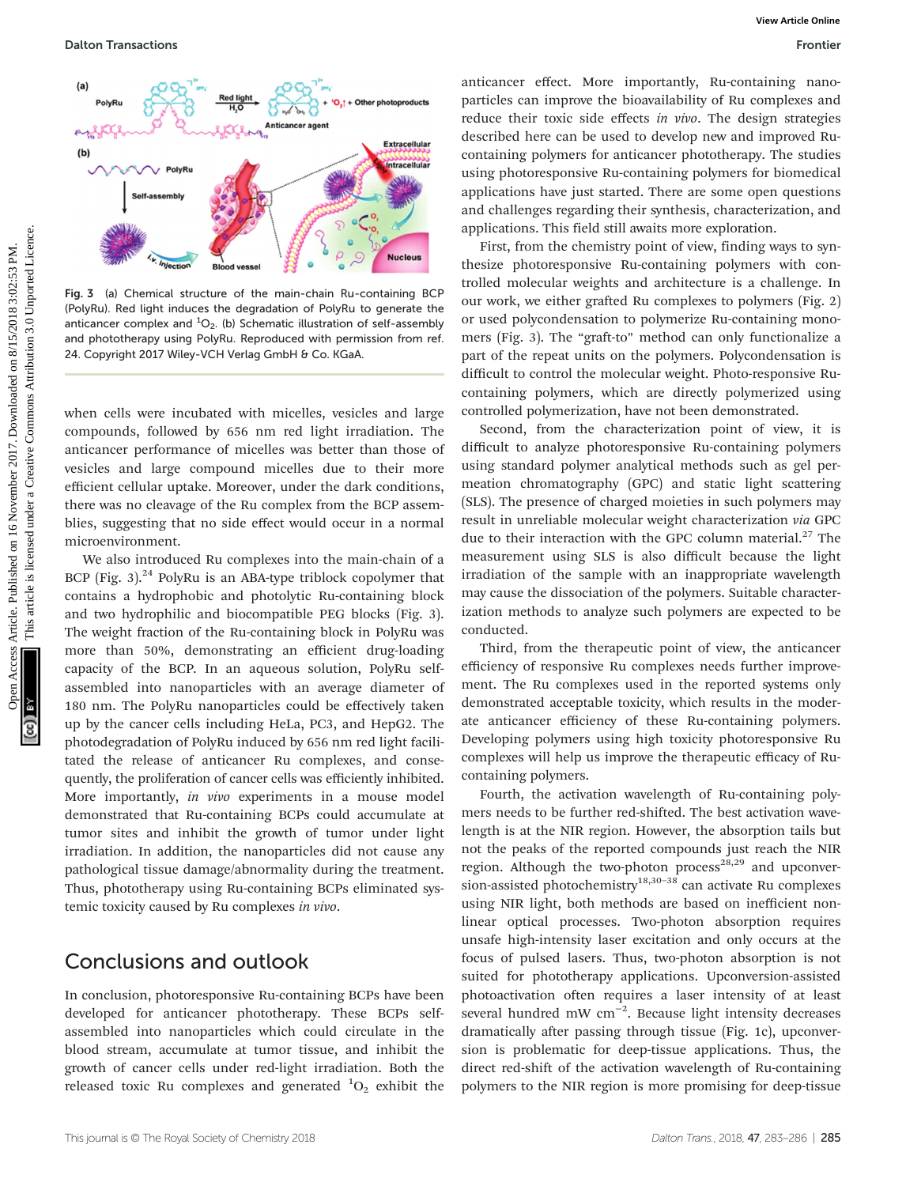Fig. 3 (a) Chemical structure of the main-chain Ru-containing BCP (PolyRu). Red light induces the degradation of PolyRu to generate the anticancer complex and $^1O_2$. (b) Schematic illustration of self-assembly and phototherapy using PolyRu. Reproduced with permission from ref. 24. Copyright 2017 Wiley-VCH Verlag GmbH & Co. KGaA.

when cells were incubated with micelles, vesicles and large compounds, followed by 656 nm red light irradiation. The anticancer performance of micelles was better than those of vesicles and large compound micelles due to their more efficient cellular uptake. Moreover, under the dark conditions, there was no cleavage of the Ru complex from the BCP assemblies, suggesting that no side effect would occur in a normal microenvironment.

We also introduced Ru complexes into the main-chain of a BCP (Fig. 3).[24] PolyRu is an ABA-type triblock copolymer that contains a hydrophobic and photolytic Ru-containing block and two hydrophilic and biocompatible PEG blocks (Fig. 3). The weight fraction of the Ru-containing block in PolyRu was more than 50%, demonstrating an efficient drug-loading capacity of the BCP. In an aqueous solution, PolyRu self-assembled into nanoparticles with an average diameter of 180 nm. The PolyRu nanoparticles could be effectively taken up by the cancer cells including HeLa, PC3, and HepG2. The photodegradation of PolyRu induced by 656 nm red light facilitated the release of anticancer Ru complexes, and consequently, the proliferation of cancer cells was efficiently inhibited. More importantly, *in vivo* experiments in a mouse model demonstrated that Ru-containing BCPs could accumulate at tumor sites and inhibit the growth of tumor under light irradiation. In addition, the nanoparticles did not cause any pathological tissue damage/abnormality during the treatment. Thus, phototherapy using Ru-containing BCPs eliminated systemic toxicity caused by Ru complexes *in vivo*.

## Conclusions and outlook

In conclusion, photoresponsive Ru-containing BCPs have been developed for anticancer phototherapy. These BCPs self-assembled into nanoparticles which could circulate in the blood stream, accumulate at tumor tissue, and inhibit the growth of cancer cells under red-light irradiation. Both the released toxic Ru complexes and generated $^1O_2$ exhibit the anticancer effect. More importantly, Ru-containing nanoparticles can improve the bioavailability of Ru complexes and reduce their toxic side effects *in vivo*. The design strategies described here can be used to develop new and improved Ru-containing polymers for anticancer phototherapy. The studies using photoresponsive Ru-containing polymers for biomedical applications have just started. There are some open questions and challenges regarding their synthesis, characterization, and applications. This field still awaits more exploration.

First, from the chemistry point of view, finding ways to synthesize photoresponsive Ru-containing polymers with controlled molecular weights and architecture is a challenge. In our work, we either grafted Ru complexes to polymers (Fig. 2) or used polycondensation to polymerize Ru-containing monomers (Fig. 3). The "graft-to" method can only functionalize a part of the repeat units on the polymers. Polycondensation is difficult to control the molecular weight. Photo-responsive Ru-containing polymers, which are directly polymerized using controlled polymerization, have not been demonstrated.

Second, from the characterization point of view, it is difficult to analyze photoresponsive Ru-containing polymers using standard polymer analytical methods such as gel permeation chromatography (GPC) and static light scattering (SLS). The presence of charged moieties in such polymers may result in unreliable molecular weight characterization *via* GPC due to their interaction with the GPC column material.[27] The measurement using SLS is also difficult because the light irradiation of the sample with an inappropriate wavelength may cause the dissociation of the polymers. Suitable characterization methods to analyze such polymers are expected to be conducted.

Third, from the therapeutic point of view, the anticancer efficiency of responsive Ru complexes needs further improvement. The Ru complexes used in the reported systems only demonstrated acceptable toxicity, which results in the moderate anticancer efficiency of these Ru-containing polymers. Developing polymers using high toxicity photoresponsive Ru complexes will help us improve the therapeutic efficacy of Ru-containing polymers.

Fourth, the activation wavelength of Ru-containing polymers needs to be further red-shifted. The best activation wavelength is at the NIR region. However, the absorption tails but not the peaks of the reported compounds just reach the NIR region. Although the two-photon process[28,29] and upconversion-assisted photochemistry[18,30–38] can activate Ru complexes using NIR light, both methods are based on inefficient nonlinear optical processes. Two-photon absorption requires unsafe high-intensity laser excitation and only occurs at the focus of pulsed lasers. Thus, two-photon absorption is not suited for phototherapy applications. Upconversion-assisted photoactivation often requires a laser intensity of at least several hundred mW $cm^{-2}$. Because light intensity decreases dramatically after passing through tissue (Fig. 1c), upconversion is problematic for deep-tissue applications. Thus, the direct red-shift of the activation wavelength of Ru-containing polymers to the NIR region is more promising for deep-tissue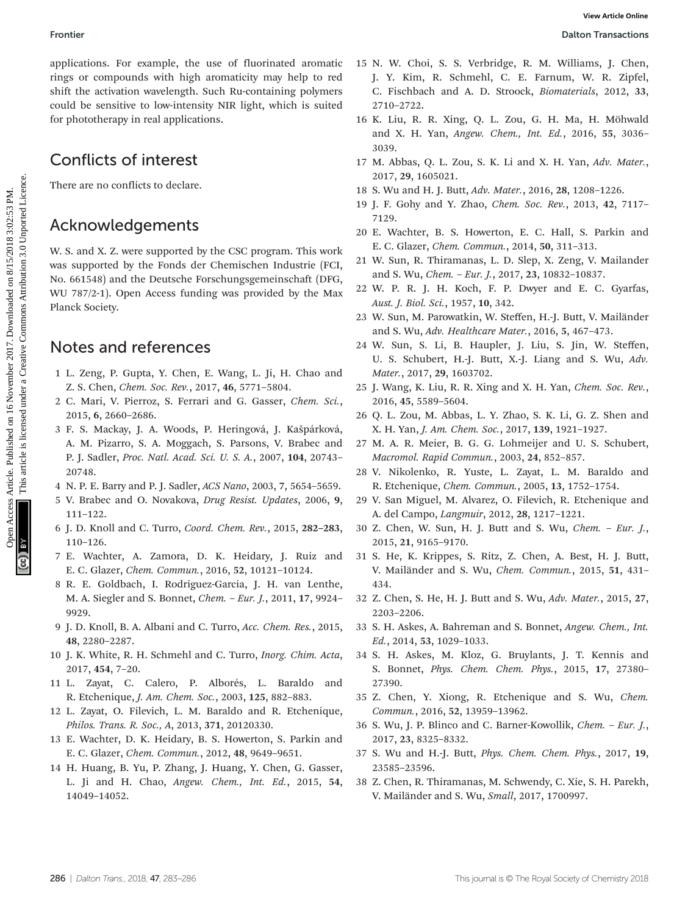applications. For example, the use of fluorinated aromatic rings or compounds with high aromaticity may help to red shift the activation wavelength. Such Ru-containing polymers could be sensitive to low-intensity NIR light, which is suited for phototherapy in real applications.

## Conflicts of interest

There are no conflicts to declare.

## Acknowledgements

W. S. and X. Z. were supported by the CSC program. This work was supported by the Fonds der Chemischen Industrie (FCI, No. 661548) and the Deutsche Forschungsgemeinschaft (DFG, WU 787/2-1). Open Access funding was provided by the Max Planck Society.

## Notes and references

1 L. Zeng, P. Gupta, Y. Chen, E. Wang, L. Ji, H. Chao and Z. S. Chen, *Chem. Soc. Rev.*, 2017, **46**, 5771–5804.

2 C. Mari, V. Pierroz, S. Ferrari and G. Gasser, *Chem. Sci.*, 2015, **6**, 2660–2686.

3 F. S. Mackay, J. A. Woods, P. Heringová, J. Kašpárková, A. M. Pizarro, S. A. Moggach, S. Parsons, V. Brabec and P. J. Sadler, *Proc. Natl. Acad. Sci. U. S. A.*, 2007, **104**, 20743–20748.

4 N. P. E. Barry and P. J. Sadler, *ACS Nano*, 2003, **7**, 5654–5659.

5 V. Brabec and O. Novakova, *Drug Resist. Updates*, 2006, **9**, 111–122.

6 J. D. Knoll and C. Turro, *Coord. Chem. Rev.*, 2015, **282–283**, 110–126.

7 E. Wachter, A. Zamora, D. K. Heidary, J. Ruiz and E. C. Glazer, *Chem. Commun.*, 2016, **52**, 10121–10124.

8 R. E. Goldbach, I. Rodriguez-Garcia, J. H. van Lenthe, M. A. Siegler and S. Bonnet, *Chem. – Eur. J.*, 2011, **17**, 9924–9929.

9 J. D. Knoll, B. A. Albani and C. Turro, *Acc. Chem. Res.*, 2015, **48**, 2280–2287.

10 J. K. White, R. H. Schmehl and C. Turro, *Inorg. Chim. Acta*, 2017, **454**, 7–20.

11 L. Zayat, C. Calero, P. Alborés, L. Baraldo and R. Etchenique, *J. Am. Chem. Soc.*, 2003, **125**, 882–883.

12 L. Zayat, O. Filevich, L. M. Baraldo and R. Etchenique, *Philos. Trans. R. Soc., A*, 2013, **371**, 20120330.

13 E. Wachter, D. K. Heidary, B. S. Howerton, S. Parkin and E. C. Glazer, *Chem. Commun.*, 2012, **48**, 9649–9651.

14 H. Huang, B. Yu, P. Zhang, J. Huang, Y. Chen, G. Gasser, L. Ji and H. Chao, *Angew. Chem., Int. Ed.*, 2015, **54**, 14049–14052.

15 N. W. Choi, S. S. Verbridge, R. M. Williams, J. Chen, J. Y. Kim, R. Schmehl, C. E. Farnum, W. R. Zipfel, C. Fischbach and A. D. Stroock, *Biomaterials*, 2012, **33**, 2710–2722.

16 K. Liu, R. R. Xing, Q. L. Zou, G. H. Ma, H. Möhwald and X. H. Yan, *Angew. Chem., Int. Ed.*, 2016, **55**, 3036–3039.

17 M. Abbas, Q. L. Zou, S. K. Li and X. H. Yan, *Adv. Mater.*, 2017, **29**, 1605021.

18 S. Wu and H. J. Butt, *Adv. Mater.*, 2016, **28**, 1208–1226.

19 J. F. Gohy and Y. Zhao, *Chem. Soc. Rev.*, 2013, **42**, 7117–7129.

20 E. Wachter, B. S. Howerton, E. C. Hall, S. Parkin and E. C. Glazer, *Chem. Commun.*, 2014, **50**, 311–313.

21 W. Sun, R. Thiramanas, L. D. Slep, X. Zeng, V. Mailander and S. Wu, *Chem. – Eur. J.*, 2017, **23**, 10832–10837.

22 W. P. R. J. H. Koch, F. P. Dwyer and E. C. Gyarfas, *Aust. J. Biol. Sci.*, 1957, **10**, 342.

23 W. Sun, M. Parowatkin, W. Steffen, H.-J. Butt, V. Mailänder and S. Wu, *Adv. Healthcare Mater.*, 2016, **5**, 467–473.

24 W. Sun, S. Li, B. Haupler, J. Liu, S. Jin, W. Steffen, U. S. Schubert, H.-J. Butt, X.-J. Liang and S. Wu, *Adv. Mater.*, 2017, **29**, 1603702.

25 J. Wang, K. Liu, R. R. Xing and X. H. Yan, *Chem. Soc. Rev.*, 2016, **45**, 5589–5604.

26 Q. L. Zou, M. Abbas, L. Y. Zhao, S. K. Li, G. Z. Shen and X. H. Yan, *J. Am. Chem. Soc.*, 2017, **139**, 1921–1927.

27 M. A. R. Meier, B. G. G. Lohmeijer and U. S. Schubert, *Macromol. Rapid Commun.*, 2003, **24**, 852–857.

28 V. Nikolenko, R. Yuste, L. Zayat, L. M. Baraldo and R. Etchenique, *Chem. Commun.*, 2005, **13**, 1752–1754.

29 V. San Miguel, M. Alvarez, O. Filevich, R. Etchenique and A. del Campo, *Langmuir*, 2012, **28**, 1217–1221.

30 Z. Chen, W. Sun, H. J. Butt and S. Wu, *Chem. – Eur. J.*, 2015, **21**, 9165–9170.

31 S. He, K. Krippes, S. Ritz, Z. Chen, A. Best, H. J. Butt, V. Mailänder and S. Wu, *Chem. Commun.*, 2015, **51**, 431–434.

32 Z. Chen, S. He, H. J. Butt and S. Wu, *Adv. Mater.*, 2015, **27**, 2203–2206.

33 S. H. Askes, A. Bahreman and S. Bonnet, *Angew. Chem., Int. Ed.*, 2014, **53**, 1029–1033.

34 S. H. Askes, M. Kloz, G. Bruylants, J. T. Kennis and S. Bonnet, *Phys. Chem. Chem. Phys.*, 2015, **17**, 27380–27390.

35 Z. Chen, Y. Xiong, R. Etchenique and S. Wu, *Chem. Commun.*, 2016, **52**, 13959–13962.

36 S. Wu, J. P. Blinco and C. Barner-Kowollik, *Chem. – Eur. J.*, 2017, **23**, 8325–8332.

37 S. Wu and H.-J. Butt, *Phys. Chem. Chem. Phys.*, 2017, **19**, 23585–23596.

38 Z. Chen, R. Thiramanas, M. Schwendy, C. Xie, S. H. Parekh, V. Mailänder and S. Wu, *Small*, 2017, 1700997.